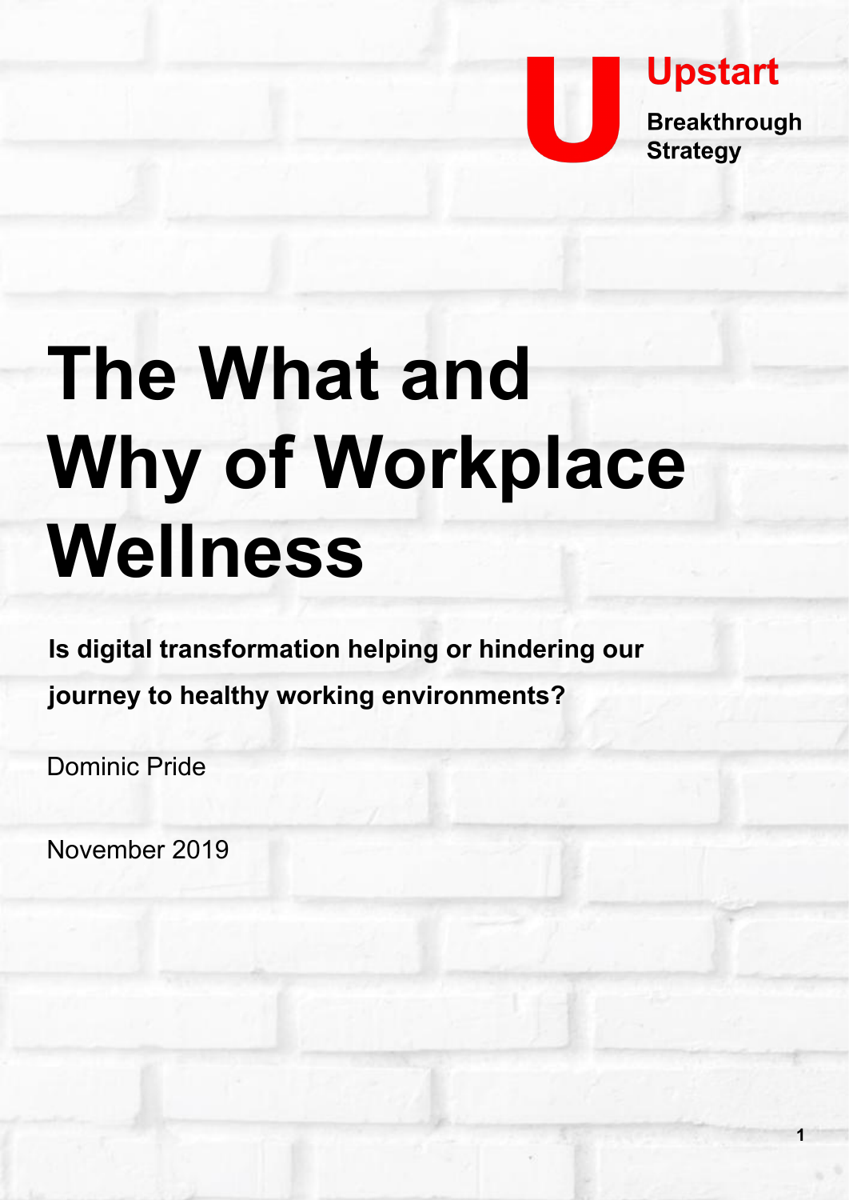Upstart

Breakthrough Strategy

# The What and Why of Workplace Wellness

**Is digital transformation helping or hindering our journey to healthy working environments?**

Dominic Pride

November 2019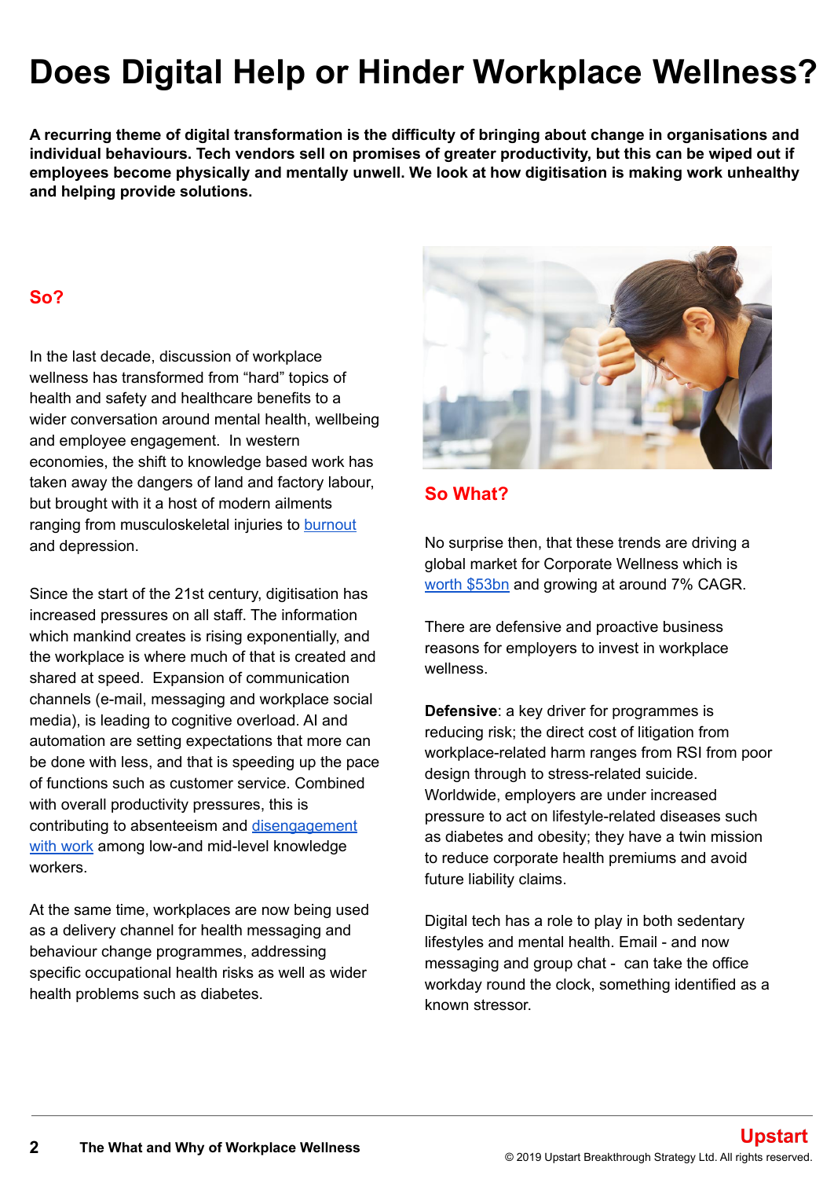# Does Digital Help or Hinder Workplace Wellness?

**A recurring theme of digital transformation is the difficulty of bringing about change in organisations and individual behaviours. Tech vendors sell on promises of greater productivity, but this can be wiped out if employees become physically and mentally unwell. We look at how digitisation is making work unhealthy and helping provide solutions.**

## So?

In the last decade, discussion of workplace wellness has transformed from "hard" topics of health and safety and healthcare benefits to a wider conversation around mental health, wellbeing and employee engagement. In western economies, the shift to knowledge based work has taken away the dangers of land and factory labour, but brought with it a host of modern ailments ranging from musculoskeletal injuries to burnout and depression.

Since the start of the 21st century, digitisation has increased pressures on all staff. The information which mankind creates is rising exponentially, and the workplace is where much of that is created and shared at speed. Expansion of communication channels (e-mail, messaging and workplace social media), is leading to cognitive overload. AI and automation are setting expectations that more can be done with less, and that is speeding up the pace of functions such as customer service. Combined with overall productivity pressures, this is contributing to absenteeism and disengagement with work among low-and mid-level knowledge workers.

At the same time, workplaces are now being used as a delivery channel for health messaging and behaviour change programmes, addressing specific occupational health risks as well as wider health problems such as diabetes.

## So What?

No surprise then, that these trends are driving a global market for Corporate Wellness which is worth $53bn and growing at around 7% CAGR.

There are defensive and proactive business reasons for employers to invest in workplace wellness.

**Defensive**: a key driver for programmes is reducing risk; the direct cost of litigation from workplace-related harm ranges from RSI from poor design through to stress-related suicide. Worldwide, employers are under increased pressure to act on lifestyle-related diseases such as diabetes and obesity; they have a twin mission to reduce corporate health premiums and avoid future liability claims.

Digital tech has a role to play in both sedentary lifestyles and mental health. Email - and now messaging and group chat - can take the office workday round the clock, something identified as a known stressor.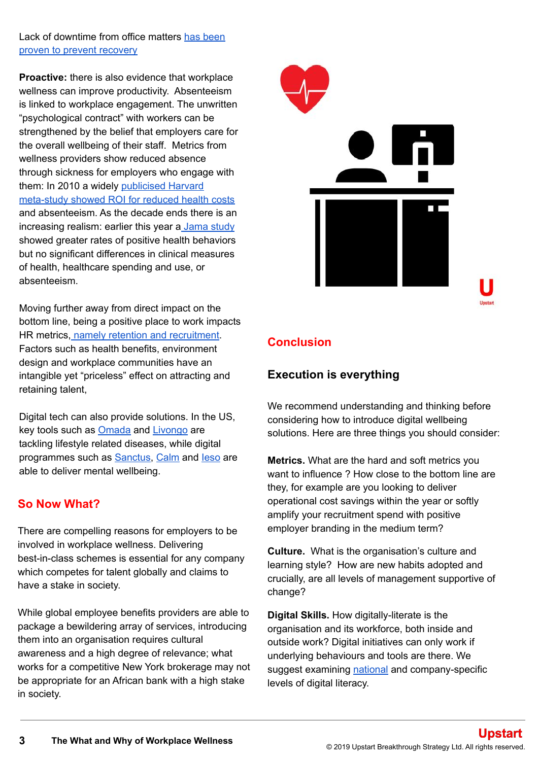Lack of downtime from office matters [has been proven to prevent recovery]

**Proactive:** there is also evidence that workplace wellness can improve productivity. Absenteeism is linked to workplace engagement. The unwritten "psychological contract" with workers can be strengthened by the belief that employers care for the overall wellbeing of their staff. Metrics from wellness providers show reduced absence through sickness for employers who engage with them: In 2010 a widely publicised Harvard meta-study showed ROI for reduced health costs and absenteeism. As the decade ends there is an increasing realism: earlier this year a Jama study showed greater rates of positive health behaviors but no significant differences in clinical measures of health, healthcare spending and use, or absenteeism.

Moving further away from direct impact on the bottom line, being a positive place to work impacts HR metrics, namely retention and recruitment. Factors such as health benefits, environment design and workplace communities have an intangible yet "priceless" effect on attracting and retaining talent,

Digital tech can also provide solutions. In the US, key tools such as Omada and Livongo are tackling lifestyle related diseases, while digital programmes such as Sanctus, Calm and Ieso are able to deliver mental wellbeing.

## So Now What?

There are compelling reasons for employers to be involved in workplace wellness. Delivering best-in-class schemes is essential for any company which competes for talent globally and claims to have a stake in society.

While global employee benefits providers are able to package a bewildering array of services, introducing them into an organisation requires cultural awareness and a high degree of relevance; what works for a competitive New York brokerage may not be appropriate for an African bank with a high stake in society.

## Conclusion

### Execution is everything

We recommend understanding and thinking before considering how to introduce digital wellbeing solutions. Here are three things you should consider:

**Metrics.** What are the hard and soft metrics you want to influence ? How close to the bottom line are they, for example are you looking to deliver operational cost savings within the year or softly amplify your recruitment spend with positive employer branding in the medium term?

**Culture.** What is the organisation's culture and learning style? How are new habits adopted and crucially, are all levels of management supportive of change?

**Digital Skills.** How digitally-literate is the organisation and its workforce, both inside and outside work? Digital initiatives can only work if underlying behaviours and tools are there. We suggest examining national and company-specific levels of digital literacy.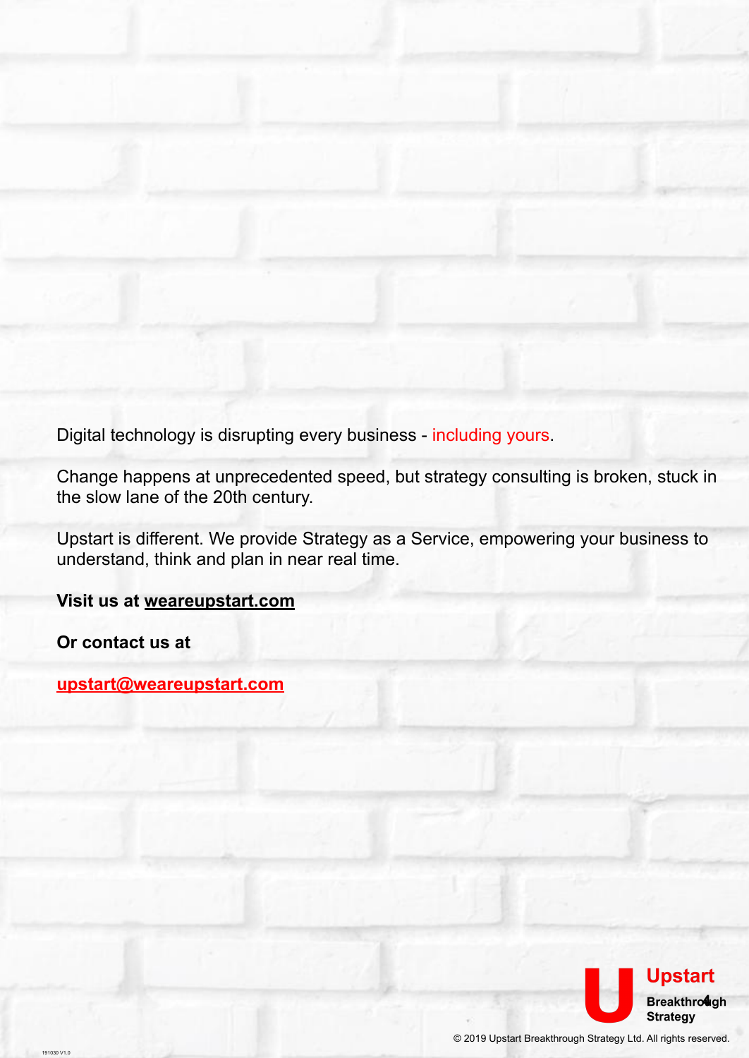Digital technology is disrupting every business - including yours.

Change happens at unprecedented speed, but strategy consulting is broken, stuck in the slow lane of the 20th century.

Upstart is different. We provide Strategy as a Service, empowering your business to understand, think and plan in near real time.

**Visit us at weareupstart.com**

**Or contact us at**

**upstart@weareupstart.com**

Upstart

Breakthrough Strategy

© 2019 Upstart Breakthrough Strategy Ltd. All rights reserved.

191030 V1.0